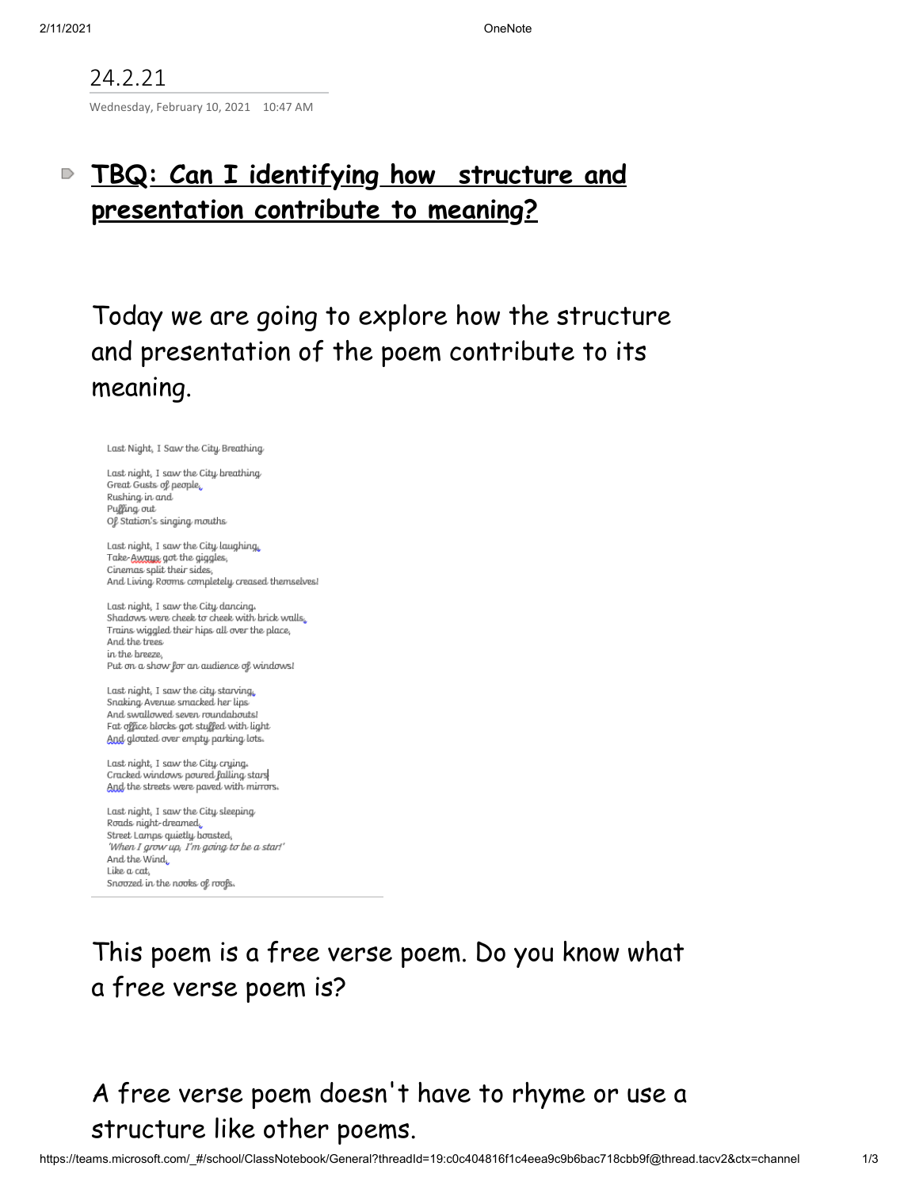24.2.21

Wednesday, February 10, 2021 10:47 AM

## **TBQ: Can I identifying how structure and presentation contribute to meaning?**

Today we are going to explore how the structure and presentation of the poem contribute to its meaning.

Last Night, I Saw the City Breathing

Last night, I saw the City breathing
Great Gusts of people,
Rushing in and
Puffing out
Of Station's singing mouths

Last night, I saw the City laughing,
Take-Aways got the giggles,
Cinemas split their sides,
And Living Rooms completely creased themselves!

Last night, I saw the City dancing.
Shadows were cheek to cheek with brick walls,
Trains wiggled their hips all over the place,
And the trees
in the breeze,
Put on a show for an audience of windows!

Last night, I saw the city starving,
Snaking Avenue smacked her lips
And swallowed seven roundabouts!
Fat office blocks got stuffed with light
And gloated over empty parking lots.

Last night, I saw the City crying.
Cracked windows poured falling stars
And the streets were paved with mirrors.

Last night, I saw the City sleeping
Roads night-dreamed,
Street Lamps quietly boasted,
*'When I grow up, I'm going to be a star!'*
And the Wind,
Like a cat,
Snoozed in the nooks of roofs.

This poem is a free verse poem. Do you know what a free verse poem is?

A free verse poem doesn't have to rhyme or use a structure like other poems.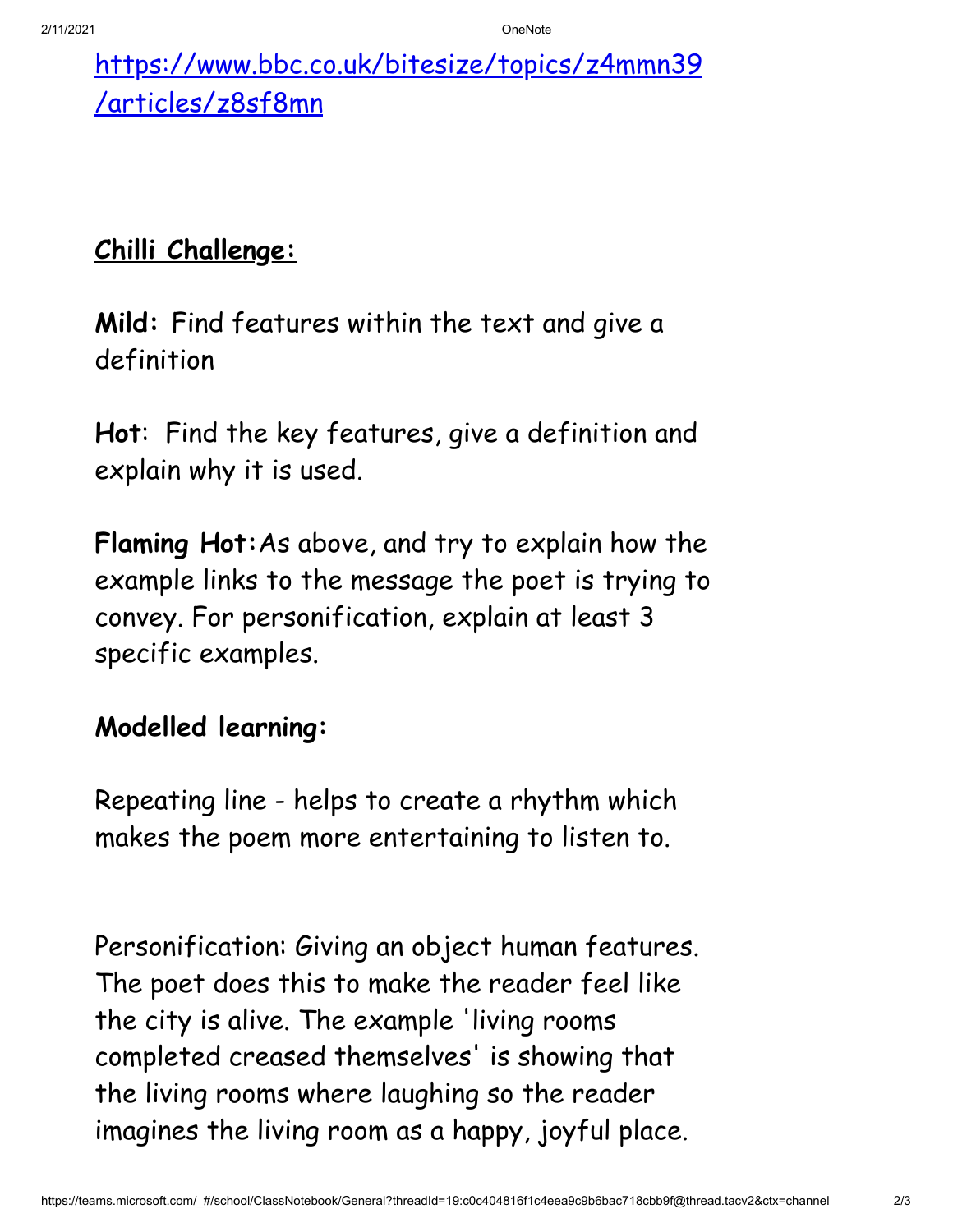[https://www.bbc.co.uk/bitesize/topics/z4mmn39/articles/z8sf8mn](https://www.bbc.co.uk/bitesize/topics/z4mmn39/articles/z8sf8mn)

**Chilli Challenge:**

**Mild:** Find features within the text and give a definition

**Hot**: Find the key features, give a definition and explain why it is used.

**Flaming Hot:** As above, and try to explain how the example links to the message the poet is trying to convey. For personification, explain at least 3 specific examples.

**Modelled learning:**

Repeating line - helps to create a rhythm which makes the poem more entertaining to listen to.

Personification: Giving an object human features. The poet does this to make the reader feel like the city is alive. The example 'living rooms completed creased themselves' is showing that the living rooms where laughing so the reader imagines the living room as a happy, joyful place.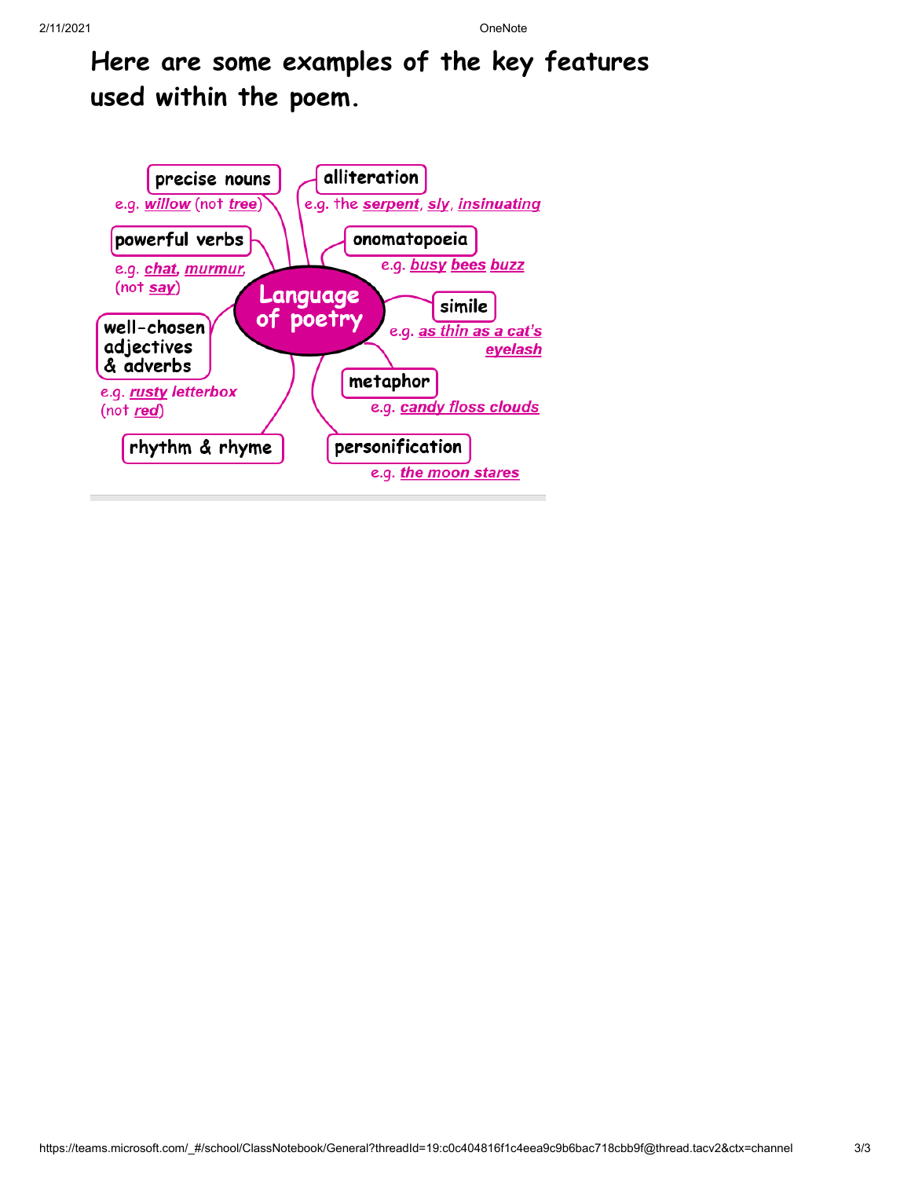# Here are some examples of the key features used within the poem.

Language of poetry

precise nouns
e.g. ***willow*** (not ***tree***)

alliteration
e.g. the ***serpent***, ***sly***, ***insinuating***

powerful verbs
e.g. ***chat***, ***murmur***, (not ***say***)

onomatopoeia
e.g. ***busy bees buzz***

simile
e.g. ***as thin as a cat's eyelash***

well-chosen adjectives & adverbs
e.g. ***rusty*** letterbox (not ***red***)

metaphor
e.g. ***candy floss clouds***

rhythm & rhyme

personification
e.g. ***the moon stares***